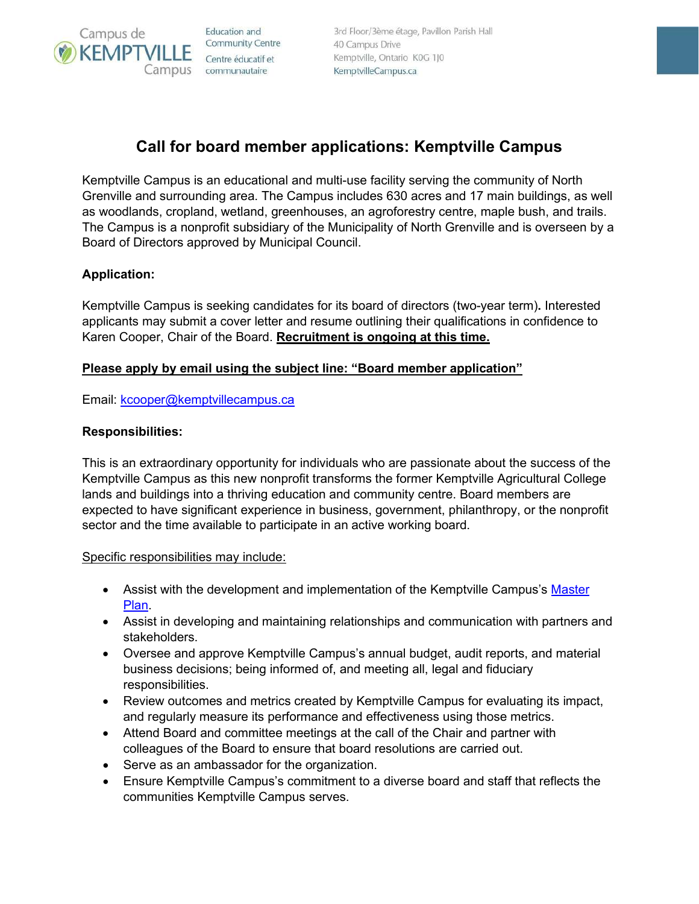Campus de KEMPTVILLE Campus

Education and Community Centre
Centre éducatif et communautaire

3rd Floor/3ème étage, Pavillon Parish Hall
40 Campus Drive
Kemptville, Ontario K0G 1J0
KemptvilleCampus.ca

# Call for board member applications: Kemptville Campus

Kemptville Campus is an educational and multi-use facility serving the community of North Grenville and surrounding area. The Campus includes 630 acres and 17 main buildings, as well as woodlands, cropland, wetland, greenhouses, an agroforestry centre, maple bush, and trails. The Campus is a nonprofit subsidiary of the Municipality of North Grenville and is overseen by a Board of Directors approved by Municipal Council.

**Application:**

Kemptville Campus is seeking candidates for its board of directors (two-year term)**.** Interested applicants may submit a cover letter and resume outlining their qualifications in confidence to Karen Cooper, Chair of the Board. **Recruitment is ongoing at this time.**

**Please apply by email using the subject line: "Board member application"**

Email: kcooper@kemptvillecampus.ca

**Responsibilities:**

This is an extraordinary opportunity for individuals who are passionate about the success of the Kemptville Campus as this new nonprofit transforms the former Kemptville Agricultural College lands and buildings into a thriving education and community centre. Board members are expected to have significant experience in business, government, philanthropy, or the nonprofit sector and the time available to participate in an active working board.

Specific responsibilities may include:

- Assist with the development and implementation of the Kemptville Campus's Master Plan.
- Assist in developing and maintaining relationships and communication with partners and stakeholders.
- Oversee and approve Kemptville Campus's annual budget, audit reports, and material business decisions; being informed of, and meeting all, legal and fiduciary responsibilities.
- Review outcomes and metrics created by Kemptville Campus for evaluating its impact, and regularly measure its performance and effectiveness using those metrics.
- Attend Board and committee meetings at the call of the Chair and partner with colleagues of the Board to ensure that board resolutions are carried out.
- Serve as an ambassador for the organization.
- Ensure Kemptville Campus's commitment to a diverse board and staff that reflects the communities Kemptville Campus serves.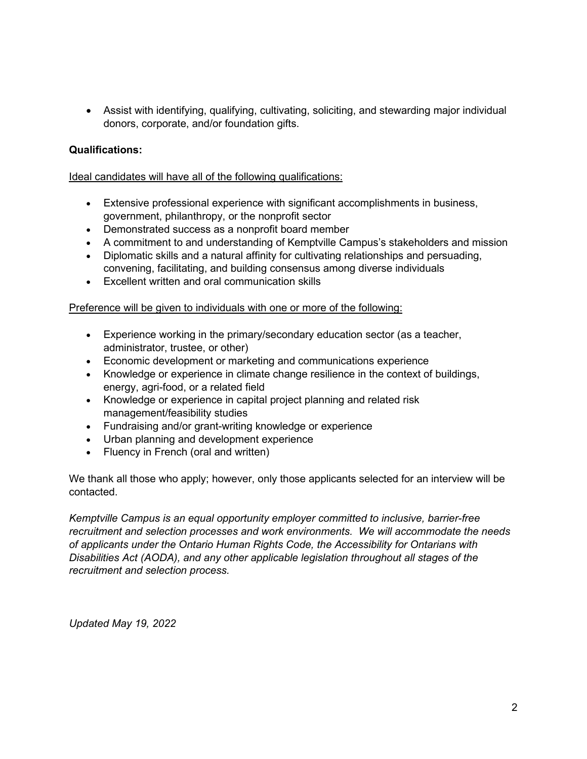- Assist with identifying, qualifying, cultivating, soliciting, and stewarding major individual donors, corporate, and/or foundation gifts.

**Qualifications:**

Ideal candidates will have all of the following qualifications:

- Extensive professional experience with significant accomplishments in business, government, philanthropy, or the nonprofit sector
- Demonstrated success as a nonprofit board member
- A commitment to and understanding of Kemptville Campus's stakeholders and mission
- Diplomatic skills and a natural affinity for cultivating relationships and persuading, convening, facilitating, and building consensus among diverse individuals
- Excellent written and oral communication skills

Preference will be given to individuals with one or more of the following:

- Experience working in the primary/secondary education sector (as a teacher, administrator, trustee, or other)
- Economic development or marketing and communications experience
- Knowledge or experience in climate change resilience in the context of buildings, energy, agri-food, or a related field
- Knowledge or experience in capital project planning and related risk management/feasibility studies
- Fundraising and/or grant-writing knowledge or experience
- Urban planning and development experience
- Fluency in French (oral and written)

We thank all those who apply; however, only those applicants selected for an interview will be contacted.

*Kemptville Campus is an equal opportunity employer committed to inclusive, barrier-free recruitment and selection processes and work environments. We will accommodate the needs of applicants under the Ontario Human Rights Code, the Accessibility for Ontarians with Disabilities Act (AODA), and any other applicable legislation throughout all stages of the recruitment and selection process.*

*Updated May 19, 2022*